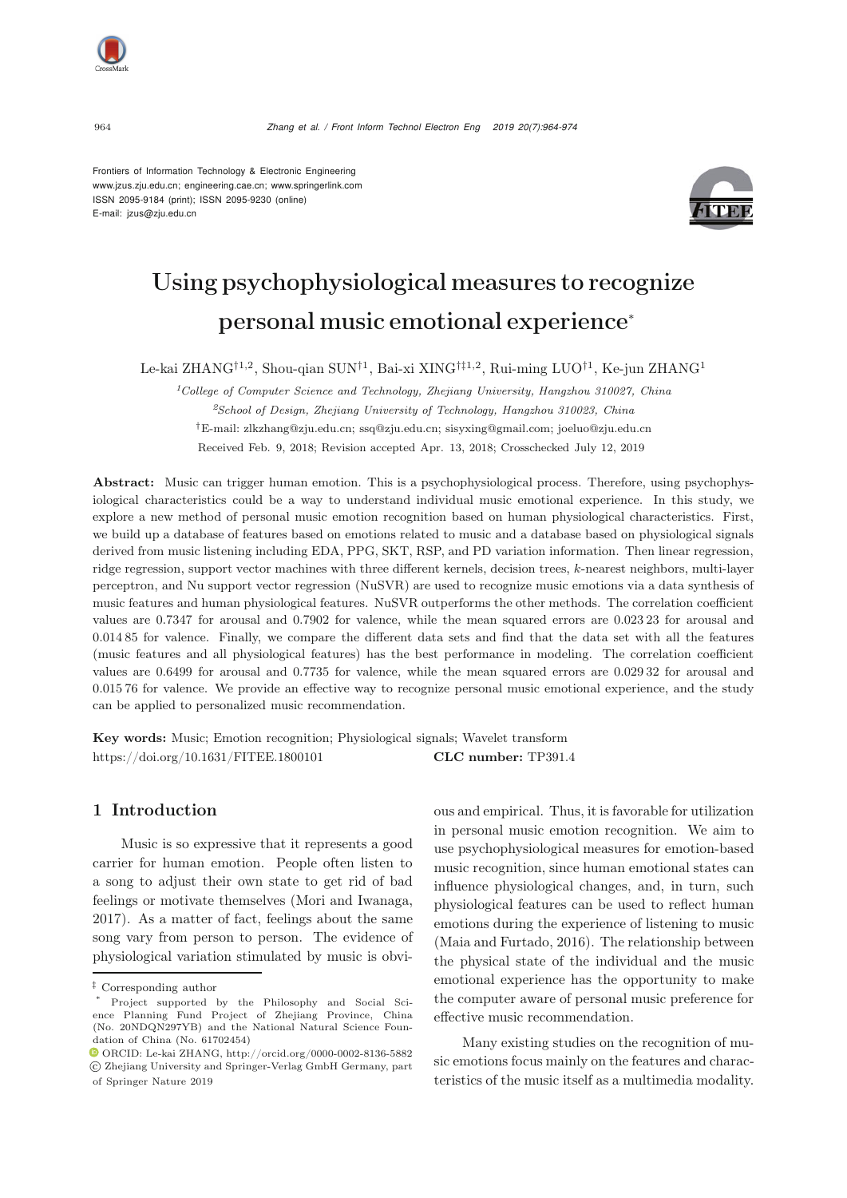Frontiers of Information Technology & Electronic Engineering
www.jzus.zju.edu.cn; engineering.cae.cn; www.springerlink.com
ISSN 2095-9184 (print); ISSN 2095-9230 (online)
E-mail: jzus@zju.edu.cn

# Using psychophysiological measures to recognize personal music emotional experience*

Le-kai ZHANG[†1,2], Shou-qian SUN[†1], Bai-xi XING[†‡1,2], Rui-ming LUO[†1], Ke-jun ZHANG[1]

[1]*College of Computer Science and Technology, Zhejiang University, Hangzhou 310027, China*

[2]*School of Design, Zhejiang University of Technology, Hangzhou 310023, China*

[†]E-mail: zlkzhang@zju.edu.cn; ssq@zju.edu.cn; sisyxing@gmail.com; joeluo@zju.edu.cn

Received Feb. 9, 2018; Revision accepted Apr. 13, 2018; Crosschecked July 12, 2019

**Abstract:** Music can trigger human emotion. This is a psychophysiological process. Therefore, using psychophysiological characteristics could be a way to understand individual music emotional experience. In this study, we explore a new method of personal music emotion recognition based on human physiological characteristics. First, we build up a database of features based on emotions related to music and a database based on physiological signals derived from music listening including EDA, PPG, SKT, RSP, and PD variation information. Then linear regression, ridge regression, support vector machines with three different kernels, decision trees, $k$-nearest neighbors, multi-layer perceptron, and Nu support vector regression (NuSVR) are used to recognize music emotions via a data synthesis of music features and human physiological features. NuSVR outperforms the other methods. The correlation coefficient values are 0.7347 for arousal and 0.7902 for valence, while the mean squared errors are 0.023 23 for arousal and 0.014 85 for valence. Finally, we compare the different data sets and find that the data set with all the features (music features and all physiological features) has the best performance in modeling. The correlation coefficient values are 0.6499 for arousal and 0.7735 for valence, while the mean squared errors are 0.029 32 for arousal and 0.015 76 for valence. We provide an effective way to recognize personal music emotional experience, and the study can be applied to personalized music recommendation.

**Key words:** Music; Emotion recognition; Physiological signals; Wavelet transform
https://doi.org/10.1631/FITEE.1800101 **CLC number:** TP391.4

## 1 Introduction

Music is so expressive that it represents a good carrier for human emotion. People often listen to a song to adjust their own state to get rid of bad feelings or motivate themselves (Mori and Iwanaga, 2017). As a matter of fact, feelings about the same song vary from person to person. The evidence of physiological variation stimulated by music is obvious and empirical. Thus, it is favorable for utilization in personal music emotion recognition. We aim to use psychophysiological measures for emotion-based music recognition, since human emotional states can influence physiological changes, and, in turn, such physiological features can be used to reflect human emotions during the experience of listening to music (Maia and Furtado, 2016). The relationship between the physical state of the individual and the music emotional experience has the opportunity to make the computer aware of personal music preference for effective music recommendation.

Many existing studies on the recognition of music emotions focus mainly on the features and characteristics of the music itself as a multimedia modality.

‡ Corresponding author

\* Project supported by the Philosophy and Social Science Planning Fund Project of Zhejiang Province, China (No. 20NDQN297YB) and the National Natural Science Foundation of China (No. 61702454)

ORCID: Le-kai ZHANG, http://orcid.org/0000-0002-8136-5882

© Zhejiang University and Springer-Verlag GmbH Germany, part of Springer Nature 2019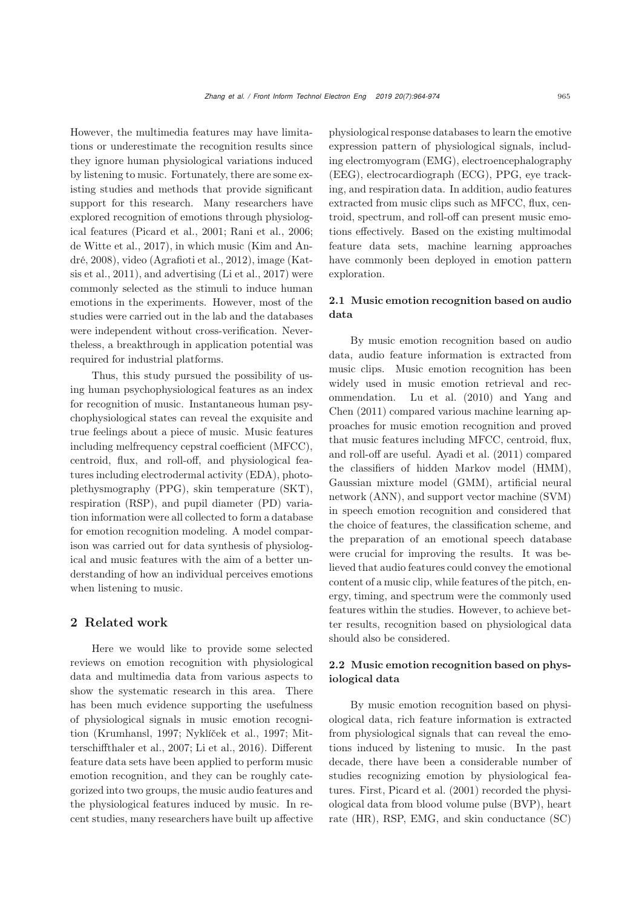However, the multimedia features may have limitations or underestimate the recognition results since they ignore human physiological variations induced by listening to music. Fortunately, there are some existing studies and methods that provide significant support for this research. Many researchers have explored recognition of emotions through physiological features (Picard et al., 2001; Rani et al., 2006; de Witte et al., 2017), in which music (Kim and André, 2008), video (Agrafioti et al., 2012), image (Katsis et al., 2011), and advertising (Li et al., 2017) were commonly selected as the stimuli to induce human emotions in the experiments. However, most of the studies were carried out in the lab and the databases were independent without cross-verification. Nevertheless, a breakthrough in application potential was required for industrial platforms.

Thus, this study pursued the possibility of using human psychophysiological features as an index for recognition of music. Instantaneous human psychophysiological states can reveal the exquisite and true feelings about a piece of music. Music features including melfrequency cepstral coefficient (MFCC), centroid, flux, and roll-off, and physiological features including electrodermal activity (EDA), photoplethysmography (PPG), skin temperature (SKT), respiration (RSP), and pupil diameter (PD) variation information were all collected to form a database for emotion recognition modeling. A model comparison was carried out for data synthesis of physiological and music features with the aim of a better understanding of how an individual perceives emotions when listening to music.

## 2 Related work

Here we would like to provide some selected reviews on emotion recognition with physiological data and multimedia data from various aspects to show the systematic research in this area. There has been much evidence supporting the usefulness of physiological signals in music emotion recognition (Krumhansl, 1997; Nyklíček et al., 1997; Mitterschiffthaler et al., 2007; Li et al., 2016). Different feature data sets have been applied to perform music emotion recognition, and they can be roughly categorized into two groups, the music audio features and the physiological features induced by music. In recent studies, many researchers have built up affective physiological response databases to learn the emotive expression pattern of physiological signals, including electromyogram (EMG), electroencephalography (EEG), electrocardiograph (ECG), PPG, eye tracking, and respiration data. In addition, audio features extracted from music clips such as MFCC, flux, centroid, spectrum, and roll-off can present music emotions effectively. Based on the existing multimodal feature data sets, machine learning approaches have commonly been deployed in emotion pattern exploration.

### 2.1 Music emotion recognition based on audio data

By music emotion recognition based on audio data, audio feature information is extracted from music clips. Music emotion recognition has been widely used in music emotion retrieval and recommendation. Lu et al. (2010) and Yang and Chen (2011) compared various machine learning approaches for music emotion recognition and proved that music features including MFCC, centroid, flux, and roll-off are useful. Ayadi et al. (2011) compared the classifiers of hidden Markov model (HMM), Gaussian mixture model (GMM), artificial neural network (ANN), and support vector machine (SVM) in speech emotion recognition and considered that the choice of features, the classification scheme, and the preparation of an emotional speech database were crucial for improving the results. It was believed that audio features could convey the emotional content of a music clip, while features of the pitch, energy, timing, and spectrum were the commonly used features within the studies. However, to achieve better results, recognition based on physiological data should also be considered.

### 2.2 Music emotion recognition based on physiological data

By music emotion recognition based on physiological data, rich feature information is extracted from physiological signals that can reveal the emotions induced by listening to music. In the past decade, there have been a considerable number of studies recognizing emotion by physiological features. First, Picard et al. (2001) recorded the physiological data from blood volume pulse (BVP), heart rate (HR), RSP, EMG, and skin conductance (SC)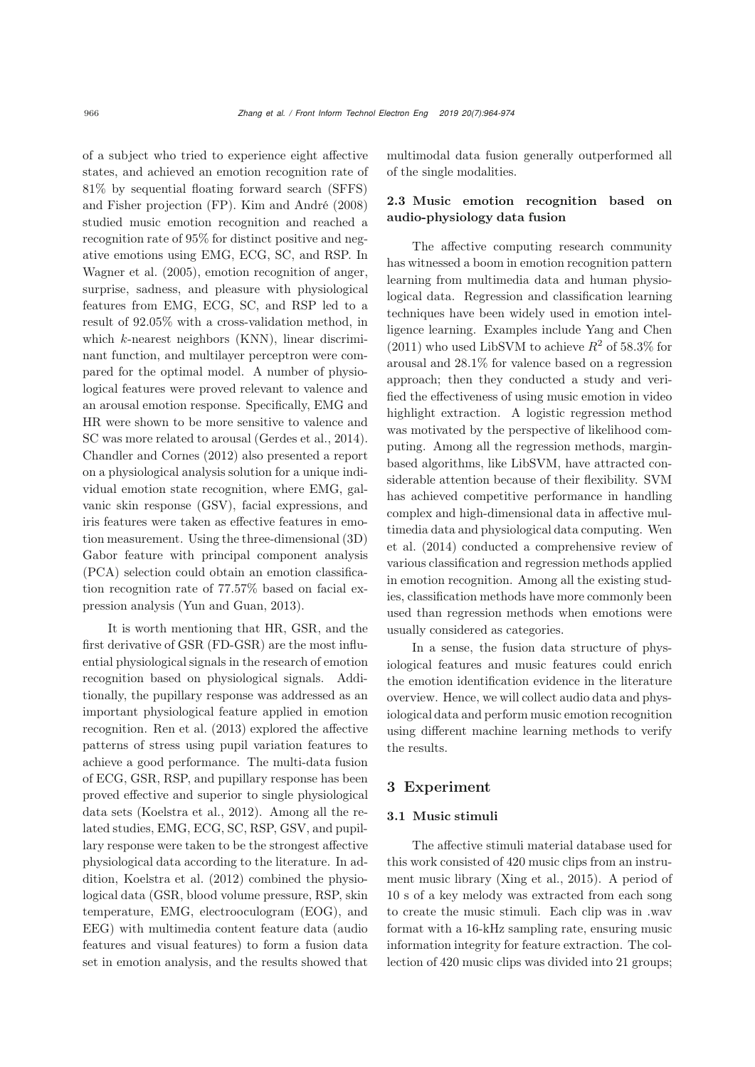of a subject who tried to experience eight affective states, and achieved an emotion recognition rate of 81% by sequential floating forward search (SFFS) and Fisher projection (FP). Kim and André (2008) studied music emotion recognition and reached a recognition rate of 95% for distinct positive and negative emotions using EMG, ECG, SC, and RSP. In Wagner et al. (2005), emotion recognition of anger, surprise, sadness, and pleasure with physiological features from EMG, ECG, SC, and RSP led to a result of 92.05% with a cross-validation method, in which $k$-nearest neighbors (KNN), linear discriminant function, and multilayer perceptron were compared for the optimal model. A number of physiological features were proved relevant to valence and an arousal emotion response. Specifically, EMG and HR were shown to be more sensitive to valence and SC was more related to arousal (Gerdes et al., 2014). Chandler and Cornes (2012) also presented a report on a physiological analysis solution for a unique individual emotion state recognition, where EMG, galvanic skin response (GSV), facial expressions, and iris features were taken as effective features in emotion measurement. Using the three-dimensional (3D) Gabor feature with principal component analysis (PCA) selection could obtain an emotion classification recognition rate of 77.57% based on facial expression analysis (Yun and Guan, 2013).

It is worth mentioning that HR, GSR, and the first derivative of GSR (FD-GSR) are the most influential physiological signals in the research of emotion recognition based on physiological signals. Additionally, the pupillary response was addressed as an important physiological feature applied in emotion recognition. Ren et al. (2013) explored the affective patterns of stress using pupil variation features to achieve a good performance. The multi-data fusion of ECG, GSR, RSP, and pupillary response has been proved effective and superior to single physiological data sets (Koelstra et al., 2012). Among all the related studies, EMG, ECG, SC, RSP, GSV, and pupillary response were taken to be the strongest affective physiological data according to the literature. In addition, Koelstra et al. (2012) combined the physiological data (GSR, blood volume pressure, RSP, skin temperature, EMG, electrooculogram (EOG), and EEG) with multimedia content feature data (audio features and visual features) to form a fusion data set in emotion analysis, and the results showed that multimodal data fusion generally outperformed all of the single modalities.

### 2.3 Music emotion recognition based on audio-physiology data fusion

The affective computing research community has witnessed a boom in emotion recognition pattern learning from multimedia data and human physiological data. Regression and classification learning techniques have been widely used in emotion intelligence learning. Examples include Yang and Chen (2011) who used LibSVM to achieve $R^2$ of 58.3% for arousal and 28.1% for valence based on a regression approach; then they conducted a study and verified the effectiveness of using music emotion in video highlight extraction. A logistic regression method was motivated by the perspective of likelihood computing. Among all the regression methods, margin-based algorithms, like LibSVM, have attracted considerable attention because of their flexibility. SVM has achieved competitive performance in handling complex and high-dimensional data in affective multimedia data and physiological data computing. Wen et al. (2014) conducted a comprehensive review of various classification and regression methods applied in emotion recognition. Among all the existing studies, classification methods have more commonly been used than regression methods when emotions were usually considered as categories.

In a sense, the fusion data structure of physiological features and music features could enrich the emotion identification evidence in the literature overview. Hence, we will collect audio data and physiological data and perform music emotion recognition using different machine learning methods to verify the results.

## 3 Experiment

### 3.1 Music stimuli

The affective stimuli material database used for this work consisted of 420 music clips from an instrument music library (Xing et al., 2015). A period of 10 s of a key melody was extracted from each song to create the music stimuli. Each clip was in .wav format with a 16-kHz sampling rate, ensuring music information integrity for feature extraction. The collection of 420 music clips was divided into 21 groups;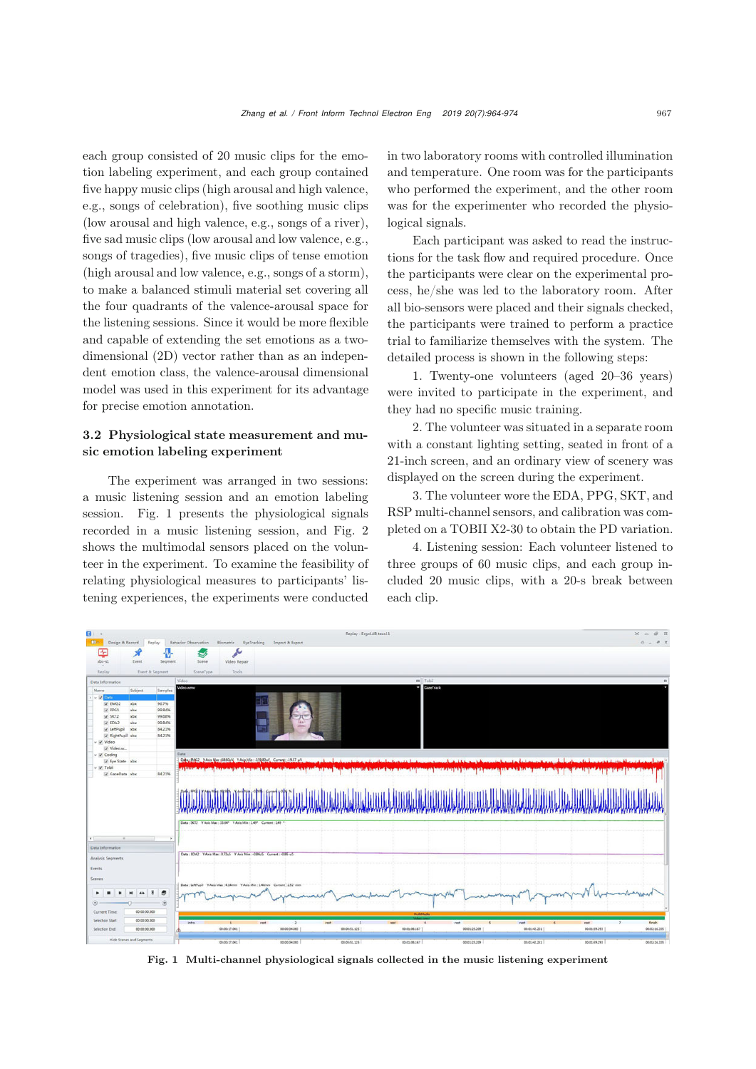each group consisted of 20 music clips for the emotion labeling experiment, and each group contained five happy music clips (high arousal and high valence, e.g., songs of celebration), five soothing music clips (low arousal and high valence, e.g., songs of a river), five sad music clips (low arousal and low valence, e.g., songs of tragedies), five music clips of tense emotion (high arousal and low valence, e.g., songs of a storm), to make a balanced stimuli material set covering all the four quadrants of the valence-arousal space for the listening sessions. Since it would be more flexible and capable of extending the set emotions as a two-dimensional (2D) vector rather than as an independent emotion class, the valence-arousal dimensional model was used in this experiment for its advantage for precise emotion annotation.

### 3.2 Physiological state measurement and music emotion labeling experiment

The experiment was arranged in two sessions: a music listening session and an emotion labeling session. Fig. 1 presents the physiological signals recorded in a music listening session, and Fig. 2 shows the multimodal sensors placed on the volunteer in the experiment. To examine the feasibility of relating physiological measures to participants' listening experiences, the experiments were conducted in two laboratory rooms with controlled illumination and temperature. One room was for the participants who performed the experiment, and the other room was for the experimenter who recorded the physiological signals.

Each participant was asked to read the instructions for the task flow and required procedure. Once the participants were clear on the experimental process, he/she was led to the laboratory room. After all bio-sensors were placed and their signals checked, the participants were trained to perform a practice trial to familiarize themselves with the system. The detailed process is shown in the following steps:

1. Twenty-one volunteers (aged 20–36 years) were invited to participate in the experiment, and they had no specific music training.

2. The volunteer was situated in a separate room with a constant lighting setting, seated in front of a 21-inch screen, and an ordinary view of scenery was displayed on the screen during the experiment.

3. The volunteer wore the EDA, PPG, SKT, and RSP multi-channel sensors, and calibration was completed on a TOBII X2-30 to obtain the PD variation.

4. Listening session: Each volunteer listened to three groups of 60 music clips, and each group included 20 music clips, with a 20-s break between each clip.

**Fig. 1 Multi-channel physiological signals collected in the music listening experiment**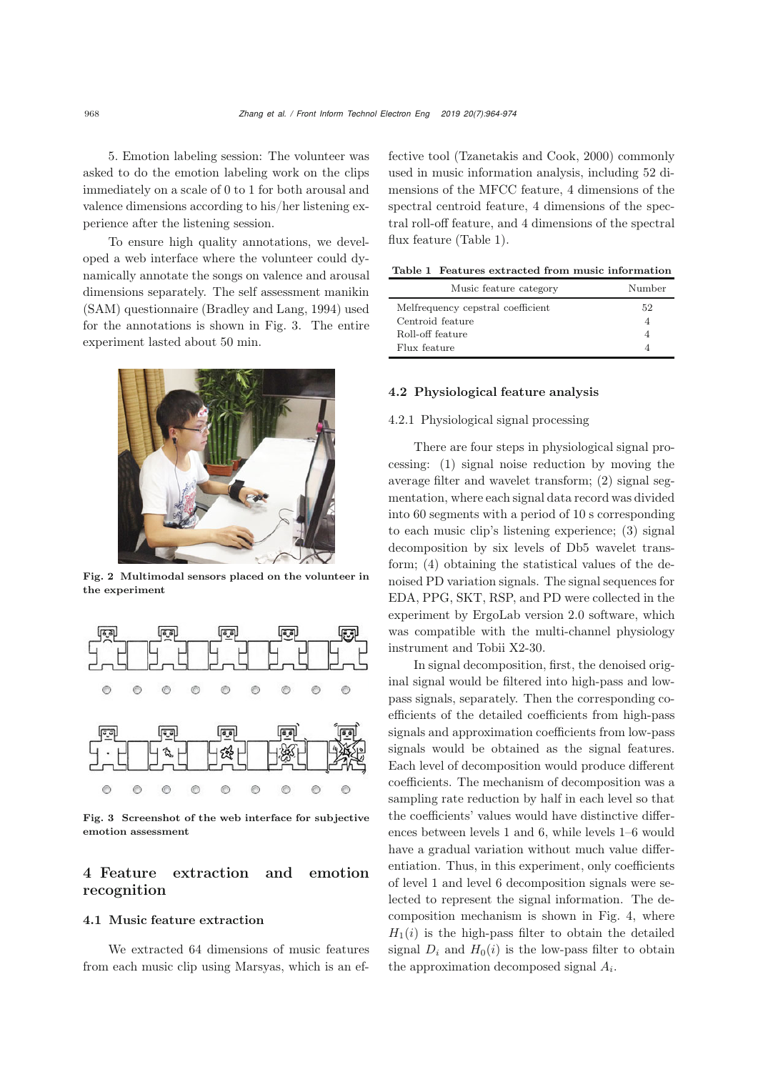5. Emotion labeling session: The volunteer was asked to do the emotion labeling work on the clips immediately on a scale of 0 to 1 for both arousal and valence dimensions according to his/her listening experience after the listening session.

To ensure high quality annotations, we developed a web interface where the volunteer could dynamically annotate the songs on valence and arousal dimensions separately. The self assessment manikin (SAM) questionnaire (Bradley and Lang, 1994) used for the annotations is shown in Fig. 3. The entire experiment lasted about 50 min.

**Fig. 2 Multimodal sensors placed on the volunteer in the experiment**

**Fig. 3 Screenshot of the web interface for subjective emotion assessment**

## 4 Feature extraction and emotion recognition

### 4.1 Music feature extraction

We extracted 64 dimensions of music features from each music clip using Marsyas, which is an effective tool (Tzanetakis and Cook, 2000) commonly used in music information analysis, including 52 dimensions of the MFCC feature, 4 dimensions of the spectral centroid feature, 4 dimensions of the spectral roll-off feature, and 4 dimensions of the spectral flux feature (Table 1).

**Table 1 Features extracted from music information**

| Music feature category | Number |
|---|---|
| Melfrequency cepstral coefficient | 52 |
| Centroid feature | 4 |
| Roll-off feature | 4 |
| Flux feature | 4 |

### 4.2 Physiological feature analysis

#### 4.2.1 Physiological signal processing

There are four steps in physiological signal processing: (1) signal noise reduction by moving the average filter and wavelet transform; (2) signal segmentation, where each signal data record was divided into 60 segments with a period of 10 s corresponding to each music clip's listening experience; (3) signal decomposition by six levels of Db5 wavelet transform; (4) obtaining the statistical values of the denoised PD variation signals. The signal sequences for EDA, PPG, SKT, RSP, and PD were collected in the experiment by ErgoLab version 2.0 software, which was compatible with the multi-channel physiology instrument and Tobii X2-30.

In signal decomposition, first, the denoised original signal would be filtered into high-pass and low-pass signals, separately. Then the corresponding coefficients of the detailed coefficients from high-pass signals and approximation coefficients from low-pass signals would be obtained as the signal features. Each level of decomposition would produce different coefficients. The mechanism of decomposition was a sampling rate reduction by half in each level so that the coefficients' values would have distinctive differences between levels 1 and 6, while levels 1–6 would have a gradual variation without much value differentiation. Thus, in this experiment, only coefficients of level 1 and level 6 decomposition signals were selected to represent the signal information. The decomposition mechanism is shown in Fig. 4, where $H_1(i)$ is the high-pass filter to obtain the detailed signal $D_i$ and $H_0(i)$ is the low-pass filter to obtain the approximation decomposed signal $A_i$.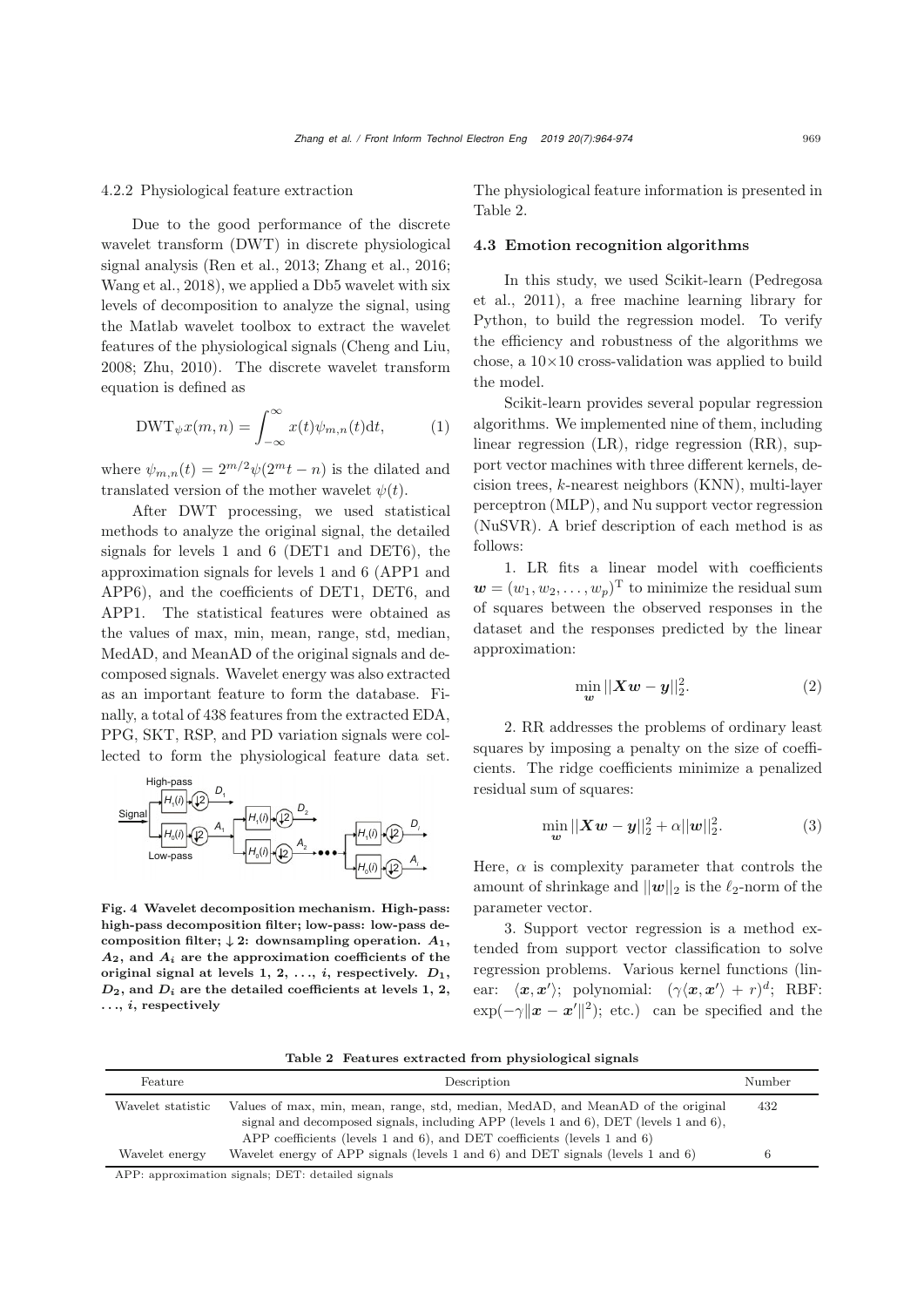4.2.2 Physiological feature extraction

Due to the good performance of the discrete wavelet transform (DWT) in discrete physiological signal analysis (Ren et al., 2013; Zhang et al., 2016; Wang et al., 2018), we applied a Db5 wavelet with six levels of decomposition to analyze the signal, using the Matlab wavelet toolbox to extract the wavelet features of the physiological signals (Cheng and Liu, 2008; Zhu, 2010). The discrete wavelet transform equation is defined as

$$\mathrm{DWT}_{\psi}x(m,n) = \int_{-\infty}^{\infty} x(t)\psi_{m,n}(t)\mathrm{d}t, \tag{1}$$

where $\psi_{m,n}(t) = 2^{m/2}\psi(2^m t - n)$ is the dilated and translated version of the mother wavelet $\psi(t)$.

After DWT processing, we used statistical methods to analyze the original signal, the detailed signals for levels 1 and 6 (DET1 and DET6), the approximation signals for levels 1 and 6 (APP1 and APP6), and the coefficients of DET1, DET6, and APP1. The statistical features were obtained as the values of max, min, mean, range, std, median, MedAD, and MeanAD of the original signals and decomposed signals. Wavelet energy was also extracted as an important feature to form the database. Finally, a total of 438 features from the extracted EDA, PPG, SKT, RSP, and PD variation signals were collected to form the physiological feature data set.

**Fig. 4 Wavelet decomposition mechanism. High-pass: high-pass decomposition filter; low-pass: low-pass decomposition filter; $\downarrow 2$: downsampling operation. $A_1$, $A_2$, and $A_i$ are the approximation coefficients of the original signal at levels 1, 2, ..., $i$, respectively. $D_1$, $D_2$, and $D_i$ are the detailed coefficients at levels 1, 2, ..., $i$, respectively**

The physiological feature information is presented in Table 2.

### 4.3 Emotion recognition algorithms

In this study, we used Scikit-learn (Pedregosa et al., 2011), a free machine learning library for Python, to build the regression model. To verify the efficiency and robustness of the algorithms we chose, a 10×10 cross-validation was applied to build the model.

Scikit-learn provides several popular regression algorithms. We implemented nine of them, including linear regression (LR), ridge regression (RR), support vector machines with three different kernels, decision trees, $k$-nearest neighbors (KNN), multi-layer perceptron (MLP), and Nu support vector regression (NuSVR). A brief description of each method is as follows:

1. LR fits a linear model with coefficients $\boldsymbol{w} = (w_1, w_2, \ldots, w_p)^{\mathrm{T}}$ to minimize the residual sum of squares between the observed responses in the dataset and the responses predicted by the linear approximation:

$$\min_{\boldsymbol{w}} ||\boldsymbol{X}\boldsymbol{w} - \boldsymbol{y}||_2^2. \tag{2}$$

2. RR addresses the problems of ordinary least squares by imposing a penalty on the size of coefficients. The ridge coefficients minimize a penalized residual sum of squares:

$$\min_{\boldsymbol{w}} ||\boldsymbol{X}\boldsymbol{w} - \boldsymbol{y}||_2^2 + \alpha||\boldsymbol{w}||_2^2. \tag{3}$$

Here, $\alpha$ is complexity parameter that controls the amount of shrinkage and $||\boldsymbol{w}||_2$ is the $\ell_2$-norm of the parameter vector.

3. Support vector regression is a method extended from support vector classification to solve regression problems. Various kernel functions (linear: $\langle \boldsymbol{x}, \boldsymbol{x}' \rangle$; polynomial: $(\gamma\langle \boldsymbol{x}, \boldsymbol{x}' \rangle + r)^d$; RBF: $\exp(-\gamma\|\boldsymbol{x} - \boldsymbol{x}'\|^2)$; etc.) can be specified and the

**Table 2 Features extracted from physiological signals**

| Feature | Description | Number |
|---|---|---|
| Wavelet statistic | Values of max, min, mean, range, std, median, MedAD, and MeanAD of the original signal and decomposed signals, including APP (levels 1 and 6), DET (levels 1 and 6), APP coefficients (levels 1 and 6), and DET coefficients (levels 1 and 6) | 432 |
| Wavelet energy | Wavelet energy of APP signals (levels 1 and 6) and DET signals (levels 1 and 6) | 6 |

APP: approximation signals; DET: detailed signals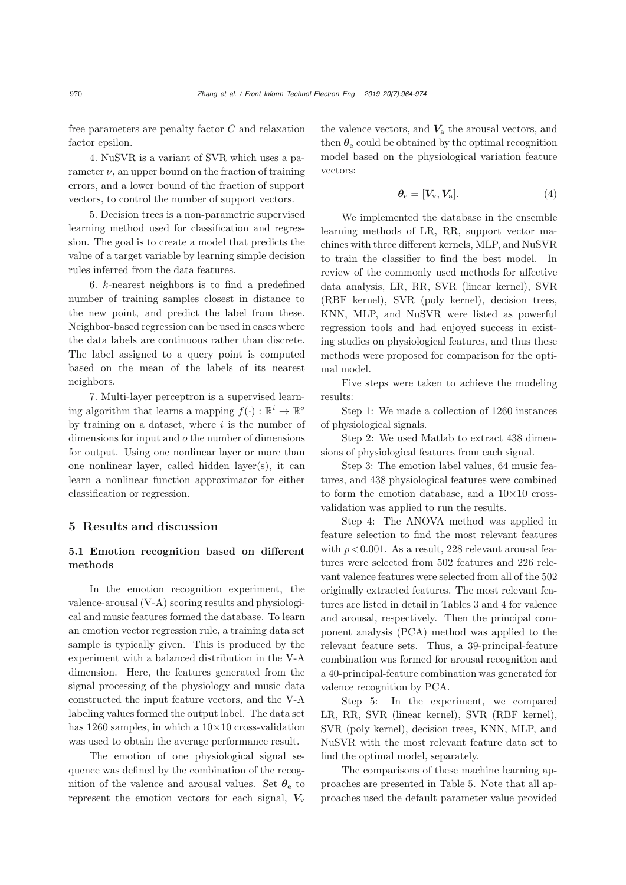free parameters are penalty factor $C$ and relaxation factor epsilon.

4. NuSVR is a variant of SVR which uses a parameter $\nu$, an upper bound on the fraction of training errors, and a lower bound of the fraction of support vectors, to control the number of support vectors.

5. Decision trees is a non-parametric supervised learning method used for classification and regression. The goal is to create a model that predicts the value of a target variable by learning simple decision rules inferred from the data features.

6. $k$-nearest neighbors is to find a predefined number of training samples closest in distance to the new point, and predict the label from these. Neighbor-based regression can be used in cases where the data labels are continuous rather than discrete. The label assigned to a query point is computed based on the mean of the labels of its nearest neighbors.

7. Multi-layer perceptron is a supervised learning algorithm that learns a mapping $f(\cdot): \mathbb{R}^i \rightarrow \mathbb{R}^o$ by training on a dataset, where $i$ is the number of dimensions for input and $o$ the number of dimensions for output. Using one nonlinear layer or more than one nonlinear layer, called hidden layer(s), it can learn a nonlinear function approximator for either classification or regression.

## 5 Results and discussion

### 5.1 Emotion recognition based on different methods

In the emotion recognition experiment, the valence-arousal (V-A) scoring results and physiological and music features formed the database. To learn an emotion vector regression rule, a training data set sample is typically given. This is produced by the experiment with a balanced distribution in the V-A dimension. Here, the features generated from the signal processing of the physiology and music data constructed the input feature vectors, and the V-A labeling values formed the output label. The data set has 1260 samples, in which a 10×10 cross-validation was used to obtain the average performance result.

The emotion of one physiological signal sequence was defined by the combination of the recognition of the valence and arousal values. Set $\boldsymbol{\theta}_{\mathrm{e}}$ to represent the emotion vectors for each signal, $\boldsymbol{V}_{\mathrm{v}}$ the valence vectors, and $\boldsymbol{V}_{\mathrm{a}}$ the arousal vectors, and then $\boldsymbol{\theta}_{\mathrm{e}}$ could be obtained by the optimal recognition model based on the physiological variation feature vectors:

$$\boldsymbol{\theta}_{\mathrm{e}} = [\boldsymbol{V}_{\mathrm{v}}, \boldsymbol{V}_{\mathrm{a}}]. \tag{4}$$

We implemented the database in the ensemble learning methods of LR, RR, support vector machines with three different kernels, MLP, and NuSVR to train the classifier to find the best model. In review of the commonly used methods for affective data analysis, LR, RR, SVR (linear kernel), SVR (RBF kernel), SVR (poly kernel), decision trees, KNN, MLP, and NuSVR were listed as powerful regression tools and had enjoyed success in existing studies on physiological features, and thus these methods were proposed for comparison for the optimal model.

Five steps were taken to achieve the modeling results:

Step 1: We made a collection of 1260 instances of physiological signals.

Step 2: We used Matlab to extract 438 dimensions of physiological features from each signal.

Step 3: The emotion label values, 64 music features, and 438 physiological features were combined to form the emotion database, and a 10×10 cross-validation was applied to run the results.

Step 4: The ANOVA method was applied in feature selection to find the most relevant features with $p < 0.001$. As a result, 228 relevant arousal features were selected from 502 features and 226 relevant valence features were selected from all of the 502 originally extracted features. The most relevant features are listed in detail in Tables 3 and 4 for valence and arousal, respectively. Then the principal component analysis (PCA) method was applied to the relevant feature sets. Thus, a 39-principal-feature combination was formed for arousal recognition and a 40-principal-feature combination was generated for valence recognition by PCA.

Step 5: In the experiment, we compared LR, RR, SVR (linear kernel), SVR (RBF kernel), SVR (poly kernel), decision trees, KNN, MLP, and NuSVR with the most relevant feature data set to find the optimal model, separately.

The comparisons of these machine learning approaches are presented in Table 5. Note that all approaches used the default parameter value provided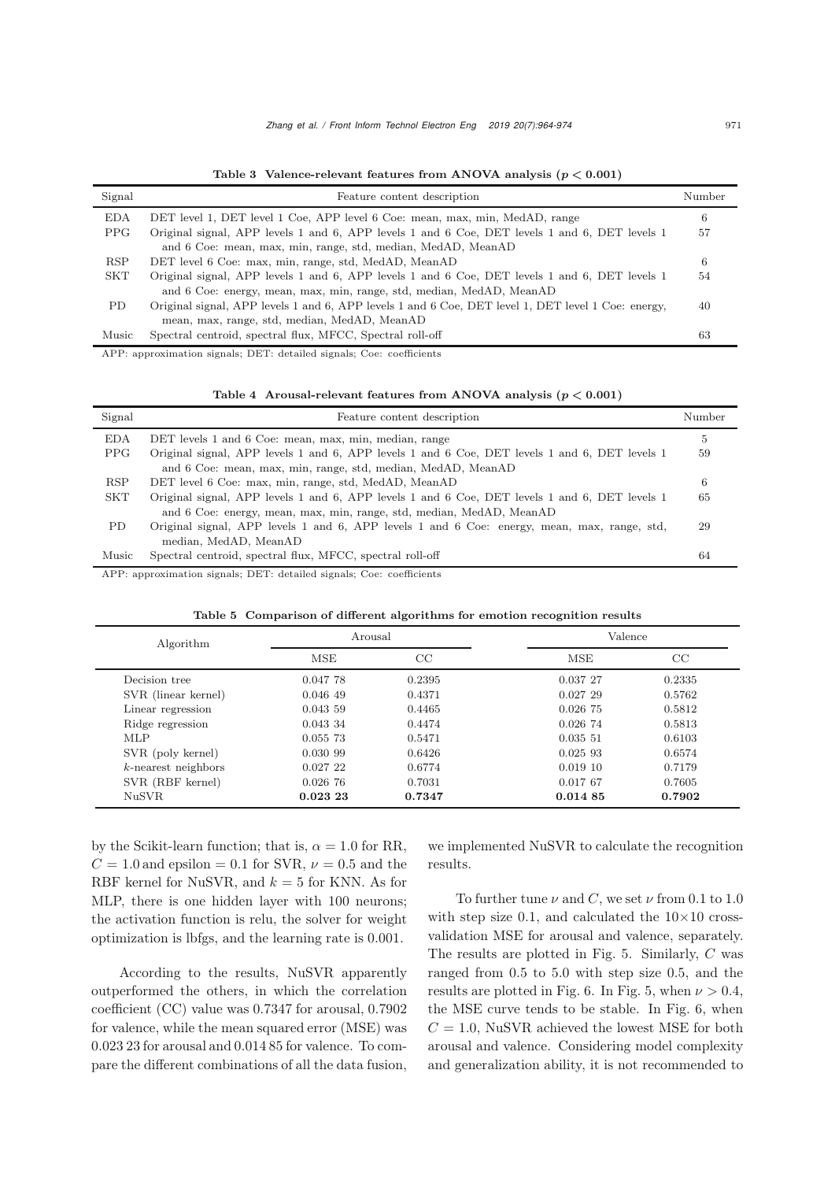Table 3 Valence-relevant features from ANOVA analysis ($p < 0.001$)

| Signal | Feature content description | Number |
|---|---|---|
| EDA | DET level 1, DET level 1 Coe, APP level 6 Coe: mean, max, min, MedAD, range | 6 |
| PPG | Original signal, APP levels 1 and 6, APP levels 1 and 6 Coe, DET levels 1 and 6, DET levels 1 and 6 Coe: mean, max, min, range, std, median, MedAD, MeanAD | 57 |
| RSP | DET level 6 Coe: max, min, range, std, MedAD, MeanAD | 6 |
| SKT | Original signal, APP levels 1 and 6, APP levels 1 and 6 Coe, DET levels 1 and 6, DET levels 1 and 6 Coe: energy, mean, max, min, range, std, median, MedAD, MeanAD | 54 |
| PD | Original signal, APP levels 1 and 6, APP levels 1 and 6 Coe, DET level 1, DET level 1 Coe: energy, mean, max, range, std, median, MedAD, MeanAD | 40 |
| Music | Spectral centroid, spectral flux, MFCC, Spectral roll-off | 63 |

APP: approximation signals; DET: detailed signals; Coe: coefficients

Table 4 Arousal-relevant features from ANOVA analysis ($p < 0.001$)

| Signal | Feature content description | Number |
|---|---|---|
| EDA | DET levels 1 and 6 Coe: mean, max, min, median, range | 5 |
| PPG | Original signal, APP levels 1 and 6, APP levels 1 and 6 Coe, DET levels 1 and 6, DET levels 1 and 6 Coe: mean, max, min, range, std, median, MedAD, MeanAD | 59 |
| RSP | DET level 6 Coe: max, min, range, std, MedAD, MeanAD | 6 |
| SKT | Original signal, APP levels 1 and 6, APP levels 1 and 6 Coe, DET levels 1 and 6, DET levels 1 and 6 Coe: energy, mean, max, min, range, std, median, MedAD, MeanAD | 65 |
| PD | Original signal, APP levels 1 and 6, APP levels 1 and 6 Coe: energy, mean, max, range, std, median, MedAD, MeanAD | 29 |
| Music | Spectral centroid, spectral flux, MFCC, spectral roll-off | 64 |

APP: approximation signals; DET: detailed signals; Coe: coefficients

Table 5 Comparison of different algorithms for emotion recognition results

| Algorithm | Arousal | | Valence | |
|---|---|---|---|---|
| | MSE | CC | MSE | CC |
| Decision tree | 0.047 78 | 0.2395 | 0.037 27 | 0.2335 |
| SVR (linear kernel) | 0.046 49 | 0.4371 | 0.027 29 | 0.5762 |
| Linear regression | 0.043 59 | 0.4465 | 0.026 75 | 0.5812 |
| Ridge regression | 0.043 34 | 0.4474 | 0.026 74 | 0.5813 |
| MLP | 0.055 73 | 0.5471 | 0.035 51 | 0.6103 |
| SVR (poly kernel) | 0.030 99 | 0.6426 | 0.025 93 | 0.6574 |
| $k$-nearest neighbors | 0.027 22 | 0.6774 | 0.019 10 | 0.7179 |
| SVR (RBF kernel) | 0.026 76 | 0.7031 | 0.017 67 | 0.7605 |
| NuSVR | **0.023 23** | **0.7347** | **0.014 85** | **0.7902** |

by the Scikit-learn function; that is, $\alpha = 1.0$ for RR, $C = 1.0$ and epsilon $= 0.1$ for SVR, $\nu = 0.5$ and the RBF kernel for NuSVR, and $k = 5$ for KNN. As for MLP, there is one hidden layer with 100 neurons; the activation function is relu, the solver for weight optimization is lbfgs, and the learning rate is 0.001.

According to the results, NuSVR apparently outperformed the others, in which the correlation coefficient (CC) value was 0.7347 for arousal, 0.7902 for valence, while the mean squared error (MSE) was 0.023 23 for arousal and 0.014 85 for valence. To compare the different combinations of all the data fusion, we implemented NuSVR to calculate the recognition results.

To further tune $\nu$ and $C$, we set $\nu$ from 0.1 to 1.0 with step size 0.1, and calculated the $10\times10$ cross-validation MSE for arousal and valence, separately. The results are plotted in Fig. 5. Similarly, $C$ was ranged from 0.5 to 5.0 with step size 0.5, and the results are plotted in Fig. 6. In Fig. 5, when $\nu > 0.4$, the MSE curve tends to be stable. In Fig. 6, when $C = 1.0$, NuSVR achieved the lowest MSE for both arousal and valence. Considering model complexity and generalization ability, it is not recommended to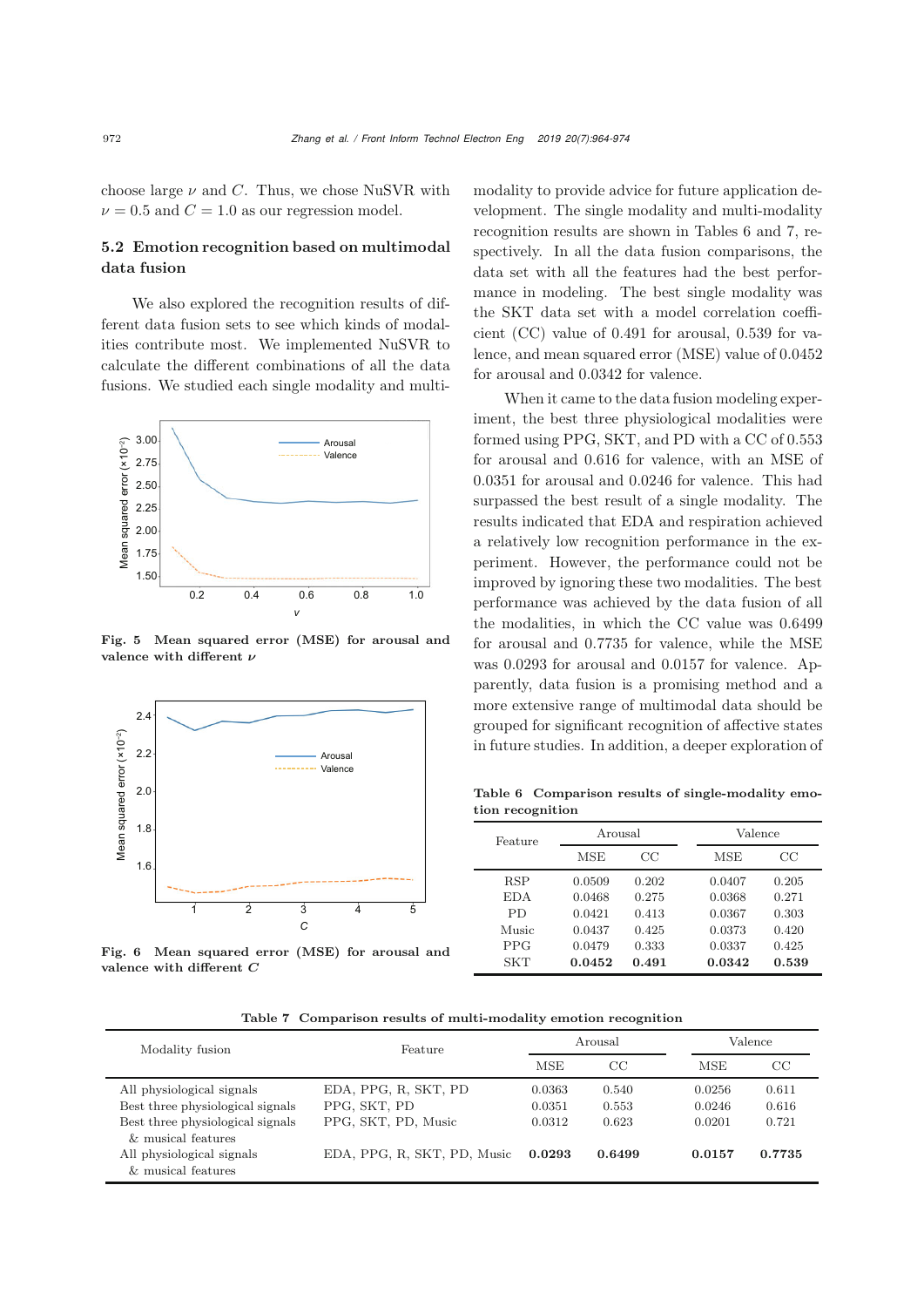choose large $\nu$ and $C$. Thus, we chose NuSVR with $\nu = 0.5$ and $C = 1.0$ as our regression model.

### 5.2 Emotion recognition based on multimodal data fusion

We also explored the recognition results of different data fusion sets to see which kinds of modalities contribute most. We implemented NuSVR to calculate the different combinations of all the data fusions. We studied each single modality and multi-modality to provide advice for future application development. The single modality and multi-modality recognition results are shown in Tables 6 and 7, respectively. In all the data fusion comparisons, the data set with all the features had the best performance in modeling. The best single modality was the SKT data set with a model correlation coefficient (CC) value of 0.491 for arousal, 0.539 for valence, and mean squared error (MSE) value of 0.0452 for arousal and 0.0342 for valence.

**Fig. 5 Mean squared error (MSE) for arousal and valence with different $\nu$**

**Fig. 6 Mean squared error (MSE) for arousal and valence with different $C$**

When it came to the data fusion modeling experiment, the best three physiological modalities were formed using PPG, SKT, and PD with a CC of 0.553 for arousal and 0.616 for valence, with an MSE of 0.0351 for arousal and 0.0246 for valence. This had surpassed the best result of a single modality. The results indicated that EDA and respiration achieved a relatively low recognition performance in the experiment. However, the performance could not be improved by ignoring these two modalities. The best performance was achieved by the data fusion of all the modalities, in which the CC value was 0.6499 for arousal and 0.7735 for valence, while the MSE was 0.0293 for arousal and 0.0157 for valence. Apparently, data fusion is a promising method and a more extensive range of multimodal data should be grouped for significant recognition of affective states in future studies. In addition, a deeper exploration of

**Table 6 Comparison results of single-modality emotion recognition**

| Feature | Arousal | | Valence | |
|---|---|---|---|---|
| | MSE | CC | MSE | CC |
| RSP | 0.0509 | 0.202 | 0.0407 | 0.205 |
| EDA | 0.0468 | 0.275 | 0.0368 | 0.271 |
| PD | 0.0421 | 0.413 | 0.0367 | 0.303 |
| Music | 0.0437 | 0.425 | 0.0373 | 0.420 |
| PPG | 0.0479 | 0.333 | 0.0337 | 0.425 |
| SKT | **0.0452** | **0.491** | **0.0342** | **0.539** |

**Table 7 Comparison results of multi-modality emotion recognition**

| Modality fusion | Feature | Arousal | | Valence | |
|---|---|---|---|---|---|
| | | MSE | CC | MSE | CC |
| All physiological signals | EDA, PPG, R, SKT, PD | 0.0363 | 0.540 | 0.0256 | 0.611 |
| Best three physiological signals | PPG, SKT, PD | 0.0351 | 0.553 | 0.0246 | 0.616 |
| Best three physiological signals & musical features | PPG, SKT, PD, Music | 0.0312 | 0.623 | 0.0201 | 0.721 |
| All physiological signals & musical features | EDA, PPG, R, SKT, PD, Music | **0.0293** | **0.6499** | **0.0157** | **0.7735** |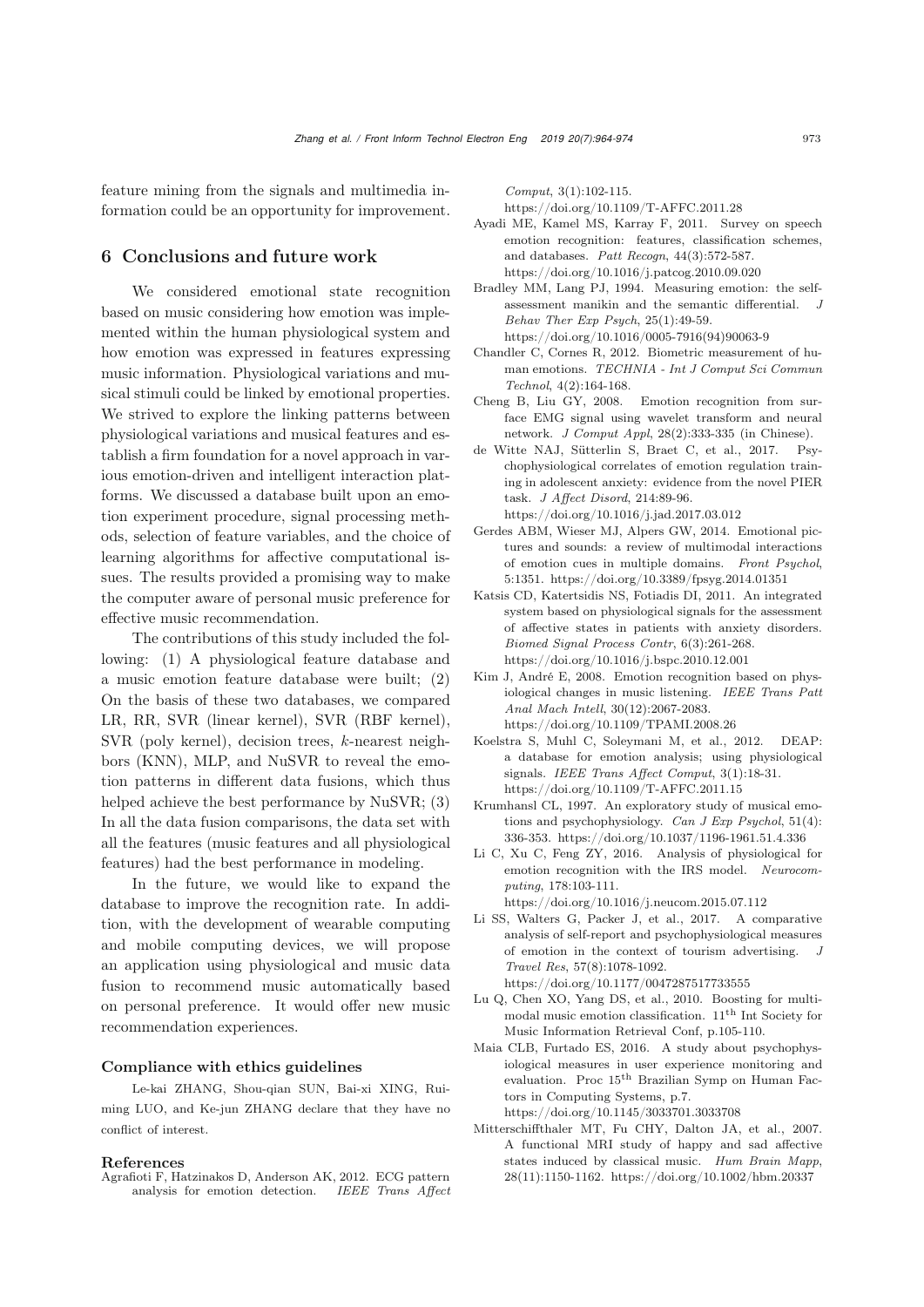feature mining from the signals and multimedia information could be an opportunity for improvement.

## 6 Conclusions and future work

We considered emotional state recognition based on music considering how emotion was implemented within the human physiological system and how emotion was expressed in features expressing music information. Physiological variations and musical stimuli could be linked by emotional properties. We strived to explore the linking patterns between physiological variations and musical features and establish a firm foundation for a novel approach in various emotion-driven and intelligent interaction platforms. We discussed a database built upon an emotion experiment procedure, signal processing methods, selection of feature variables, and the choice of learning algorithms for affective computational issues. The results provided a promising way to make the computer aware of personal music preference for effective music recommendation.

The contributions of this study included the following: (1) A physiological feature database and a music emotion feature database were built; (2) On the basis of these two databases, we compared LR, RR, SVR (linear kernel), SVR (RBF kernel), SVR (poly kernel), decision trees, $k$-nearest neighbors (KNN), MLP, and NuSVR to reveal the emotion patterns in different data fusions, which thus helped achieve the best performance by NuSVR; (3) In all the data fusion comparisons, the data set with all the features (music features and all physiological features) had the best performance in modeling.

In the future, we would like to expand the database to improve the recognition rate. In addition, with the development of wearable computing and mobile computing devices, we will propose an application using physiological and music data fusion to recommend music automatically based on personal preference. It would offer new music recommendation experiences.

### Compliance with ethics guidelines

Le-kai ZHANG, Shou-qian SUN, Bai-xi XING, Rui-ming LUO, and Ke-jun ZHANG declare that they have no conflict of interest.

### References

Agrafioti F, Hatzinakos D, Anderson AK, 2012. ECG pattern analysis for emotion detection. *IEEE Trans Affect Comput*, 3(1):102-115. https://doi.org/10.1109/T-AFFC.2011.28

Ayadi ME, Kamel MS, Karray F, 2011. Survey on speech emotion recognition: features, classification schemes, and databases. *Patt Recogn*, 44(3):572-587. https://doi.org/10.1016/j.patcog.2010.09.020

Bradley MM, Lang PJ, 1994. Measuring emotion: the self-assessment manikin and the semantic differential. *J Behav Ther Exp Psych*, 25(1):49-59. https://doi.org/10.1016/0005-7916(94)90063-9

Chandler C, Cornes R, 2012. Biometric measurement of human emotions. *TECHNIA - Int J Comput Sci Commun Technol*, 4(2):164-168.

Cheng B, Liu GY, 2008. Emotion recognition from surface EMG signal using wavelet transform and neural network. *J Comput Appl*, 28(2):333-335 (in Chinese).

de Witte NAJ, Sütterlin S, Braet C, et al., 2017. Psychophysiological correlates of emotion regulation training in adolescent anxiety: evidence from the novel PIER task. *J Affect Disord*, 214:89-96. https://doi.org/10.1016/j.jad.2017.03.012

Gerdes ABM, Wieser MJ, Alpers GW, 2014. Emotional pictures and sounds: a review of multimodal interactions of emotion cues in multiple domains. *Front Psychol*, 5:1351. https://doi.org/10.3389/fpsyg.2014.01351

Katsis CD, Katertsidis NS, Fotiadis DI, 2011. An integrated system based on physiological signals for the assessment of affective states in patients with anxiety disorders. *Biomed Signal Process Contr*, 6(3):261-268. https://doi.org/10.1016/j.bspc.2010.12.001

Kim J, André E, 2008. Emotion recognition based on physiological changes in music listening. *IEEE Trans Patt Anal Mach Intell*, 30(12):2067-2083. https://doi.org/10.1109/TPAMI.2008.26

Koelstra S, Muhl C, Soleymani M, et al., 2012. DEAP: a database for emotion analysis; using physiological signals. *IEEE Trans Affect Comput*, 3(1):18-31. https://doi.org/10.1109/T-AFFC.2011.15

Krumhansl CL, 1997. An exploratory study of musical emotions and psychophysiology. *Can J Exp Psychol*, 51(4): 336-353. https://doi.org/10.1037/1196-1961.51.4.336

Li C, Xu C, Feng ZY, 2016. Analysis of physiological for emotion recognition with the IRS model. *Neurocomputing*, 178:103-111. https://doi.org/10.1016/j.neucom.2015.07.112

Li SS, Walters G, Packer J, et al., 2017. A comparative analysis of self-report and psychophysiological measures of emotion in the context of tourism advertising. *J Travel Res*, 57(8):1078-1092. https://doi.org/10.1177/0047287517733555

Lu Q, Chen XO, Yang DS, et al., 2010. Boosting for multimodal music emotion classification. 11th Int Society for Music Information Retrieval Conf, p.105-110.

Maia CLB, Furtado ES, 2016. A study about psychophysiological measures in user experience monitoring and evaluation. Proc 15th Brazilian Symp on Human Factors in Computing Systems, p.7. https://doi.org/10.1145/3033701.3033708

Mitterschiffthaler MT, Fu CHY, Dalton JA, et al., 2007. A functional MRI study of happy and sad affective states induced by classical music. *Hum Brain Mapp*, 28(11):1150-1162. https://doi.org/10.1002/hbm.20337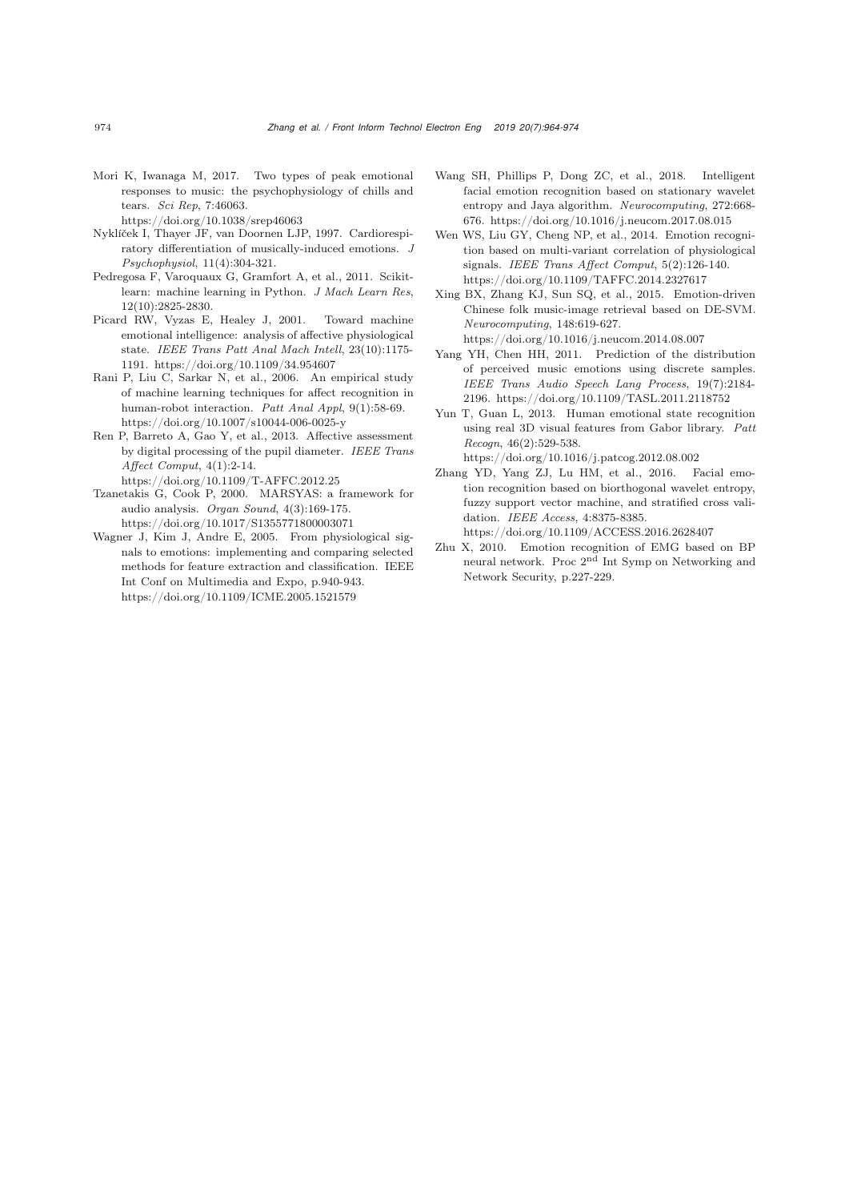Mori K, Iwanaga M, 2017. Two types of peak emotional responses to music: the psychophysiology of chills and tears. *Sci Rep*, 7:46063. https://doi.org/10.1038/srep46063

Nyklíček I, Thayer JF, van Doornen LJP, 1997. Cardiorespiratory differentiation of musically-induced emotions. *J Psychophysiol*, 11(4):304-321.

Pedregosa F, Varoquaux G, Gramfort A, et al., 2011. Scikit-learn: machine learning in Python. *J Mach Learn Res*, 12(10):2825-2830.

Picard RW, Vyzas E, Healey J, 2001. Toward machine emotional intelligence: analysis of affective physiological state. *IEEE Trans Patt Anal Mach Intell*, 23(10):1175-1191. https://doi.org/10.1109/34.954607

Rani P, Liu C, Sarkar N, et al., 2006. An empirical study of machine learning techniques for affect recognition in human-robot interaction. *Patt Anal Appl*, 9(1):58-69. https://doi.org/10.1007/s10044-006-0025-y

Ren P, Barreto A, Gao Y, et al., 2013. Affective assessment by digital processing of the pupil diameter. *IEEE Trans Affect Comput*, 4(1):2-14. https://doi.org/10.1109/T-AFFC.2012.25

Tzanetakis G, Cook P, 2000. MARSYAS: a framework for audio analysis. *Organ Sound*, 4(3):169-175. https://doi.org/10.1017/S1355771800003071

Wagner J, Kim J, Andre E, 2005. From physiological signals to emotions: implementing and comparing selected methods for feature extraction and classification. IEEE Int Conf on Multimedia and Expo, p.940-943. https://doi.org/10.1109/ICME.2005.1521579

Wang SH, Phillips P, Dong ZC, et al., 2018. Intelligent facial emotion recognition based on stationary wavelet entropy and Jaya algorithm. *Neurocomputing*, 272:668-676. https://doi.org/10.1016/j.neucom.2017.08.015

Wen WS, Liu GY, Cheng NP, et al., 2014. Emotion recognition based on multi-variant correlation of physiological signals. *IEEE Trans Affect Comput*, 5(2):126-140. https://doi.org/10.1109/TAFFC.2014.2327617

Xing BX, Zhang KJ, Sun SQ, et al., 2015. Emotion-driven Chinese folk music-image retrieval based on DE-SVM. *Neurocomputing*, 148:619-627. https://doi.org/10.1016/j.neucom.2014.08.007

Yang YH, Chen HH, 2011. Prediction of the distribution of perceived music emotions using discrete samples. *IEEE Trans Audio Speech Lang Process*, 19(7):2184-2196. https://doi.org/10.1109/TASL.2011.2118752

Yun T, Guan L, 2013. Human emotional state recognition using real 3D visual features from Gabor library. *Patt Recogn*, 46(2):529-538. https://doi.org/10.1016/j.patcog.2012.08.002

Zhang YD, Yang ZJ, Lu HM, et al., 2016. Facial emotion recognition based on biorthogonal wavelet entropy, fuzzy support vector machine, and stratified cross validation. *IEEE Access*, 4:8375-8385. https://doi.org/10.1109/ACCESS.2016.2628407

Zhu X, 2010. Emotion recognition of EMG based on BP neural network. Proc 2nd Int Symp on Networking and Network Security, p.227-229.